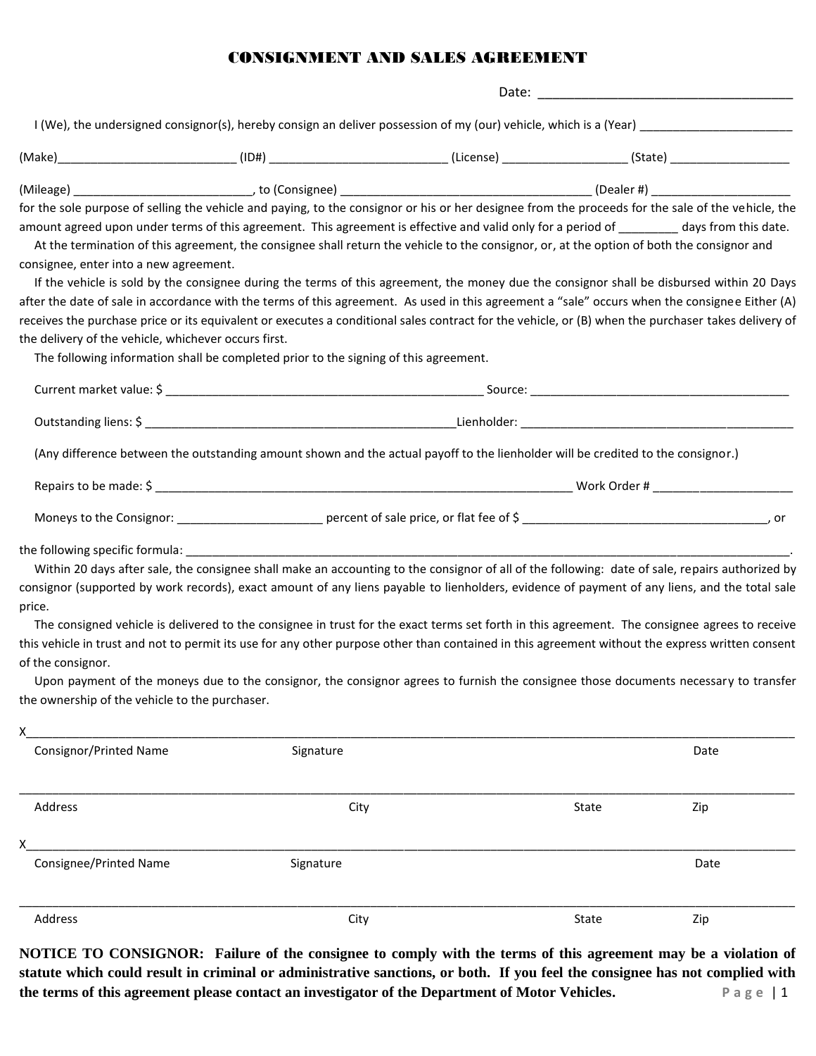# CONSIGNMENT AND SALES AGREEMENT

Date: ___________________________________

I (We), the undersigned consignor(s), hereby consign an deliver possession of my (our) vehicle, which is a (Year) ______________________

(Make)__________________________ (ID#) __________________________ (License) __________________ (State) _________________

(Mileage) __________________________, to (Consignee) ____________________________________ (Dealer #) ____________________ for the sole purpose of selling the vehicle and paying, to the consignor or his or her designee from the proceeds for the sale of the vehicle, the amount agreed upon under terms of this agreement. This agreement is effective and valid only for a period of _________ days from this date.

At the termination of this agreement, the consignee shall return the vehicle to the consignor, or, at the option of both the consignor and consignee, enter into a new agreement.

If the vehicle is sold by the consignee during the terms of this agreement, the money due the consignor shall be disbursed within 20 Days after the date of sale in accordance with the terms of this agreement. As used in this agreement a "sale" occurs when the consignee Either (A) receives the purchase price or its equivalent or executes a conditional sales contract for the vehicle, or (B) when the purchaser takes delivery of the delivery of the vehicle, whichever occurs first.

The following information shall be completed prior to the signing of this agreement.

Current market value: $ _______________________________________________ Source: _______________________________________

Outstanding liens: $ ______________________________________________Lienholder: __________________________________________

(Any difference between the outstanding amount shown and the actual payoff to the lienholder will be credited to the consignor.)

Repairs to be made: $ ______________________________________________________________ Work Order # ____________________

Moneys to the Consignor: _____________________ percent of sale price, or flat fee of $ _____________________________________, or

the following specific formula: _______________________________________________________________________________________.

Within 20 days after sale, the consignee shall make an accounting to the consignor of all of the following: date of sale, repairs authorized by consignor (supported by work records), exact amount of any liens payable to lienholders, evidence of payment of any liens, and the total sale price.

The consigned vehicle is delivered to the consignee in trust for the exact terms set forth in this agreement. The consignee agrees to receive this vehicle in trust and not to permit its use for any other purpose other than contained in this agreement without the express written consent of the consignor.

Upon payment of the moneys due to the consignor, the consignor agrees to furnish the consignee those documents necessary to transfer the ownership of the vehicle to the purchaser.

X______________________________________________________________________________________________________________

Consignor/Printed Name | Signature | Date

_______________________________________________________________________________________________________________

Address | City | State | Zip

X______________________________________________________________________________________________________________

Consignee/Printed Name | Signature | Date

_______________________________________________________________________________________________________________

Address | City | State | Zip

**NOTICE TO CONSIGNOR: Failure of the consignee to comply with the terms of this agreement may be a violation of statute which could result in criminal or administrative sanctions, or both. If you feel the consignee has not complied with the terms of this agreement please contact an investigator of the Department of Motor Vehicles.**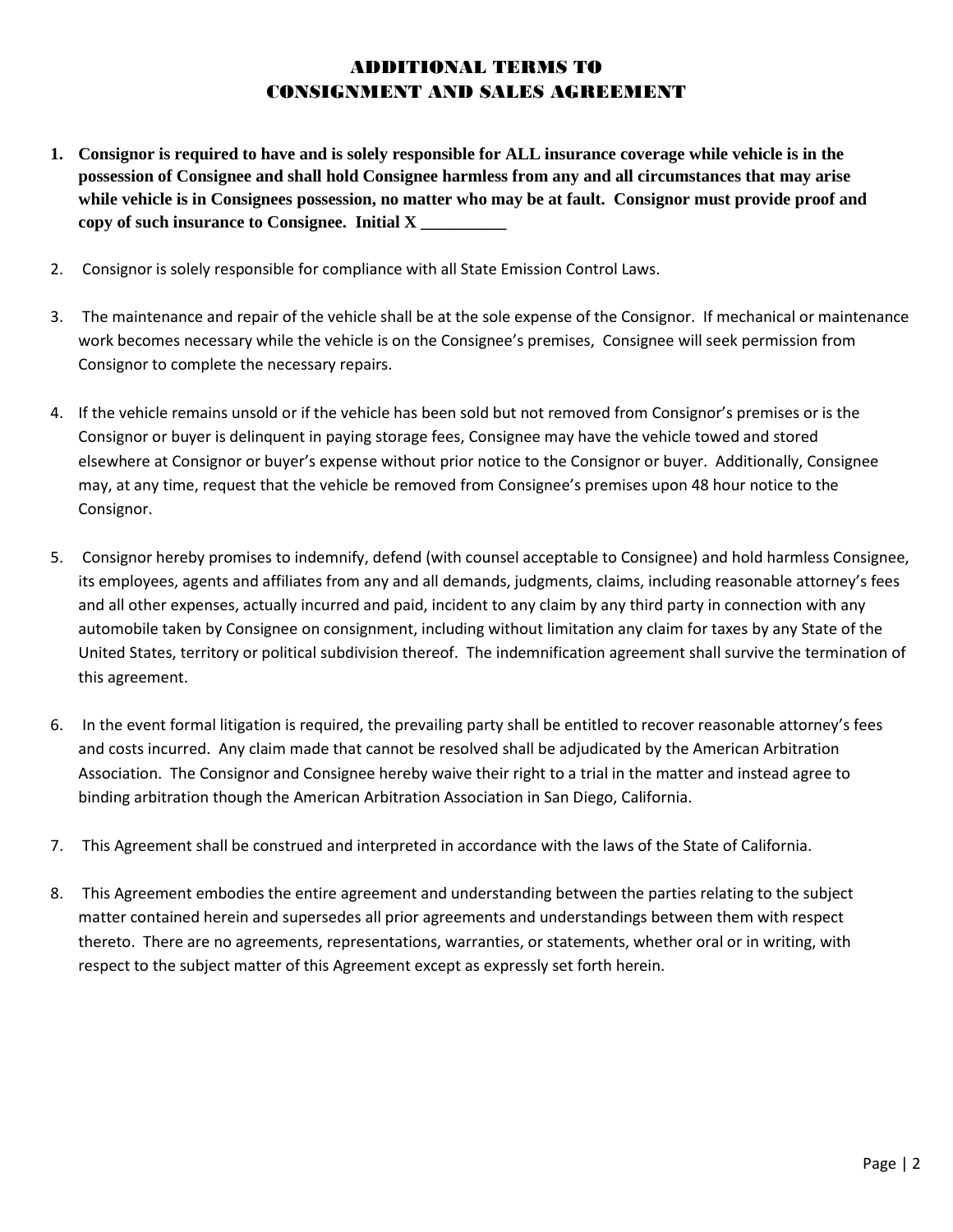# ADDITIONAL TERMS TO
# CONSIGNMENT AND SALES AGREEMENT

1. **Consignor is required to have and is solely responsible for ALL insurance coverage while vehicle is in the possession of Consignee and shall hold Consignee harmless from any and all circumstances that may arise while vehicle is in Consignees possession, no matter who may be at fault. Consignor must provide proof and copy of such insurance to Consignee. Initial X __________**

2. Consignor is solely responsible for compliance with all State Emission Control Laws.

3. The maintenance and repair of the vehicle shall be at the sole expense of the Consignor. If mechanical or maintenance work becomes necessary while the vehicle is on the Consignee's premises, Consignee will seek permission from Consignor to complete the necessary repairs.

4. If the vehicle remains unsold or if the vehicle has been sold but not removed from Consignor's premises or is the Consignor or buyer is delinquent in paying storage fees, Consignee may have the vehicle towed and stored elsewhere at Consignor or buyer's expense without prior notice to the Consignor or buyer. Additionally, Consignee may, at any time, request that the vehicle be removed from Consignee's premises upon 48 hour notice to the Consignor.

5. Consignor hereby promises to indemnify, defend (with counsel acceptable to Consignee) and hold harmless Consignee, its employees, agents and affiliates from any and all demands, judgments, claims, including reasonable attorney's fees and all other expenses, actually incurred and paid, incident to any claim by any third party in connection with any automobile taken by Consignee on consignment, including without limitation any claim for taxes by any State of the United States, territory or political subdivision thereof. The indemnification agreement shall survive the termination of this agreement.

6. In the event formal litigation is required, the prevailing party shall be entitled to recover reasonable attorney's fees and costs incurred. Any claim made that cannot be resolved shall be adjudicated by the American Arbitration Association. The Consignor and Consignee hereby waive their right to a trial in the matter and instead agree to binding arbitration though the American Arbitration Association in San Diego, California.

7. This Agreement shall be construed and interpreted in accordance with the laws of the State of California.

8. This Agreement embodies the entire agreement and understanding between the parties relating to the subject matter contained herein and supersedes all prior agreements and understandings between them with respect thereto. There are no agreements, representations, warranties, or statements, whether oral or in writing, with respect to the subject matter of this Agreement except as expressly set forth herein.